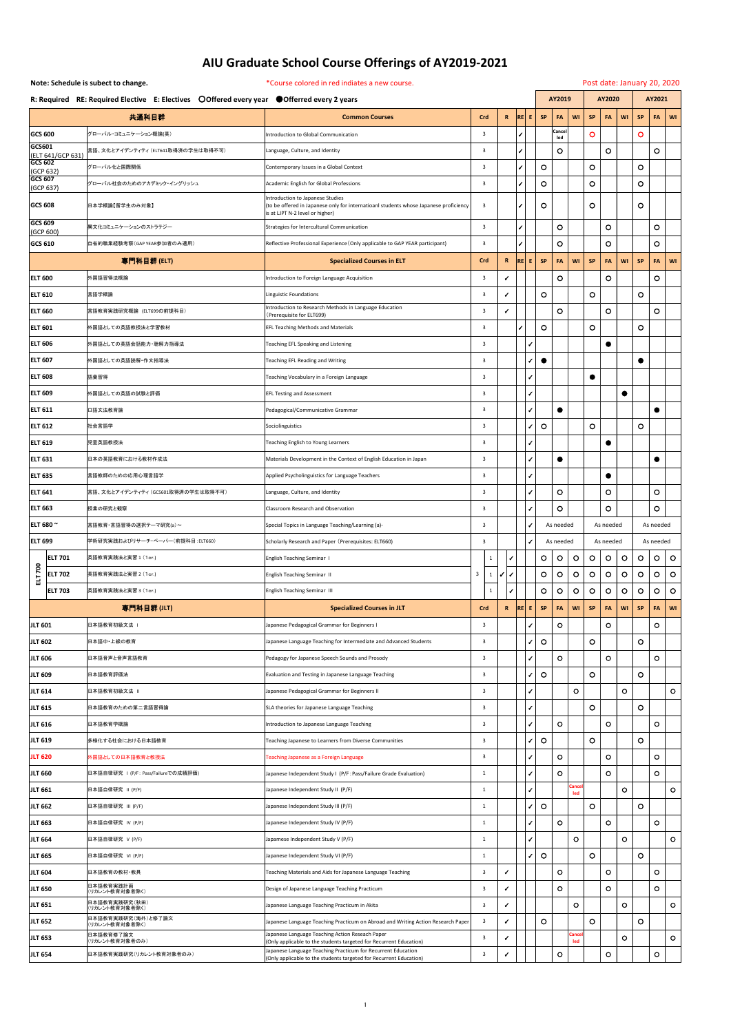# AIU Graduate School Course Offerings of AY2019-2021

**Note: Schedule is subject to change.**　　*Course colored in red indiates a new course.　　Post date: January 20, 2020

R: Required　RE: Required Elective　E: Electives　○Offered every year　●Offered every 2 years

| | | | | | | | AY2019 | | | AY2020 | | | AY2021 | | |
|---|---|---|---|---|---|---|---|---|---|---|---|---|---|---|---|
| | **共通科目群** | **Common Courses** | **Crd** | **R** | **RE** | **E** | **SP** | **FA** | **WI** | **SP** | **FA** | **WI** | **SP** | **FA** | **WI** |
| **GCS 600** | グローバル・コミュニケーション概論(英) | Introduction to Global Communication | 3 | | ✓ | | | Cancelled | | ○ | | | ○ | | |
| **GCS601** (ELT 641/GCP 631) | 言語、文化とアイデンティティ（ELT641取得済の学生は取得不可） | Language, Culture, and Identity | 3 | | ✓ | | | ○ | | | ○ | | | ○ | |
| **GCS 602** (GCP 632) | グローバル化と国際関係 | Contemporary Issues in a Global Context | 3 | | ✓ | | ○ | | | ○ | | | ○ | | |
| **GCS 607** (GCP 637) | グローバル社会のためのアカデミック・イングリッシュ | Academic English for Global Professions | 3 | | ✓ | | ○ | | | ○ | | | ○ | | |
| **GCS 608** | 日本学概論【留学生のみ対象】 | Introduction to Japanese Studies (to be offered in Japanese only for internatioanl students whose Japanese proficiency is at LJPT N-2 level or higher) | 3 | | ✓ | | ○ | | | ○ | | | ○ | | |
| **GCS 609** (GCP 600) | 異文化コミュニケーションのストラテジー | Strategies for Intercultural Communication | 3 | | ✓ | | | ○ | | | ○ | | | ○ | |
| **GCS 610** | 自省的職業経験考察（GAP YEAR参加者のみ適用） | Reflective Professional Experience (Only applicable to GAP YEAR participant) | 3 | | ✓ | | | ○ | | | ○ | | | ○ | |
| | **専門科目群 (ELT)** | **Specialized Courses in ELT** | **Crd** | **R** | **RE** | **E** | **SP** | **FA** | **WI** | **SP** | **FA** | **WI** | **SP** | **FA** | **WI** |
| **ELT 600** | 外国語習得法概論 | Introduction to Foreign Language Acquisition | 3 | ✓ | | | | ○ | | | ○ | | | ○ | |
| **ELT 610** | 言語学概論 | Linguistic Foundations | 3 | ✓ | | | ○ | | | ○ | | | ○ | | |
| **ELT 660** | 言語教育実践研究概論（ELT699の前提科目） | Introduction to Research Methods in Language Education (Prerequisite for ELT699) | 3 | ✓ | | | | ○ | | | ○ | | | ○ | |
| **ELT 601** | 外国語としての英語教授法と学習教材 | EFL Teaching Methods and Materials | 3 | | ✓ | | ○ | | | ○ | | | ○ | | |
| **ELT 606** | 外国語としての英語会話能力・聴解力指導法 | Teaching EFL Speaking and Listening | 3 | | | ✓ | | | | | ● | | | | |
| **ELT 607** | 外国語としての英語読解・作文指導法 | Teaching EFL Reading and Writing | 3 | | | ✓ | ● | | | | | | ● | | |
| **ELT 608** | 語彙習得 | Teaching Vocabulary in a Foreign Language | 3 | | | ✓ | | | | ● | | | | | |
| **ELT 609** | 外国語としての英語の試験と評価 | EFL Testing and Assessment | 3 | | | ✓ | | | | | | ● | | | |
| **ELT 611** | 口語文法教育論 | Pedagogical/Communicative Grammar | 3 | | | ✓ | | ● | | | | | | ● | |
| **ELT 612** | 社会言語学 | Sociolinguistics | 3 | | | ✓ | ○ | | | ○ | | | ○ | | |
| **ELT 619** | 児童英語教授法 | Teaching English to Young Learners | 3 | | | ✓ | | | | | ● | | | | |
| **ELT 631** | 日本の英語教育における教材作成法 | Materials Development in the Context of English Education in Japan | 3 | | | ✓ | | ● | | | | | | ● | |
| **ELT 635** | 言語教師のための応用心理言語学 | Applied Psycholinguistics for Language Teachers | 3 | | | ✓ | | | | | ● | | | | |
| **ELT 641** | 言語、文化とアイデンティティ（GCS601取得済の学生は取得不可） | Language, Culture, and Identity | 3 | | | ✓ | | ○ | | | ○ | | | ○ | |
| **ELT 663** | 授業の研究と観察 | Classroom Research and Observation | 3 | | | ✓ | | ○ | | | ○ | | | ○ | |
| **ELT 680～** | 言語教育・言語習得の選択テーマ研究(a)～ | Special Topics in Language Teaching/Learning (a)- | 3 | | | ✓ | As needed | | | As needed | | | As needed | | |
| **ELT 699** | 学術研究実践およびリサーチ・ペーパー（前提科目：ELT660） | Scholarly Research and Paper (Prerequisites: ELT660) | 3 | | | ✓ | As needed | | | As needed | | | As needed | | |
| **ELT 700** / **ELT 701** | 英語教育実践法と実習１（1cr.） | English Teaching Seminar I | 3 (1) | | ✓ | | ○ | ○ | ○ | ○ | ○ | ○ | ○ | ○ | ○ |
| **ELT 700** / **ELT 702** | 英語教育実践法と実習２（1cr.） | English Teaching Seminar II | 3 (1) | ✓ | ✓ | | ○ | ○ | ○ | ○ | ○ | ○ | ○ | ○ | ○ |
| **ELT 700** / **ELT 703** | 英語教育実践法と実習３（1cr.） | English Teaching Seminar III | 3 (1) | | ✓ | | ○ | ○ | ○ | ○ | ○ | ○ | ○ | ○ | ○ |
| | **専門科目群 (JLT)** | **Specialized Courses in JLT** | **Crd** | **R** | **RE** | **E** | **SP** | **FA** | **WI** | **SP** | **FA** | **WI** | **SP** | **FA** | **WI** |
| **JLT 601** | 日本語教育初級文法 I | Japanese Pedagogical Grammar for Beginners I | 3 | | | ✓ | | ○ | | | ○ | | | ○ | |
| **JLT 602** | 日本語中・上級の教育 | Japanese Language Teaching for Intermediate and Advanced Students | 3 | | | ✓ | ○ | | | ○ | | | ○ | | |
| **JLT 606** | 日本語音声と音声言語教育 | Pedagogy for Japanese Speech Sounds and Prosody | 3 | | | ✓ | | ○ | | | ○ | | | ○ | |
| **JLT 609** | 日本語教育評価法 | Evaluation and Testing in Japanese Language Teaching | 3 | | | ✓ | ○ | | | ○ | | | ○ | | |
| **JLT 614** | 日本語教育初級文法 II | Japanese Pedagogical Grammar for Beginners II | 3 | | | ✓ | | | ○ | | | ○ | | | ○ |
| **JLT 615** | 日本語教育のための第二言語習得論 | SLA theories for Japanese Language Teaching | 3 | | | ✓ | | | | ○ | | | ○ | | |
| **JLT 616** | 日本語教育学概論 | Introduction to Japanese Language Teaching | 3 | | | ✓ | | ○ | | | ○ | | | ○ | |
| **JLT 619** | 多様化する社会における日本語教育 | Teaching Japanese to Learners from Diverse Communities | 3 | | | ✓ | ○ | | | ○ | | | ○ | | |
| **JLT 620** | 外国語としての日本語教育と教授法 | Teaching Japanese as a Foreign Language | 3 | | | ✓ | | ○ | | | ○ | | | ○ | |
| **JLT 660** | 日本語自律研究 I (P/F：Pass/Failureでの成績評価) | Japanese Independent Study I (P/F：Pass/Failure Grade Evaluation) | 1 | | | ✓ | | ○ | | | ○ | | | ○ | |
| **JLT 661** | 日本語自律研究 II (P/F) | Japanese Independent Study II (P/F) | 1 | | | ✓ | | | Cancelled | | | ○ | | | ○ |
| **JLT 662** | 日本語自律研究 III (P/F) | Japanese Independent Study III (P/F) | 1 | | | ✓ | ○ | | | ○ | | | ○ | | |
| **JLT 663** | 日本語自律研究 IV (P/F) | Japanese Independent Study IV (P/F) | 1 | | | ✓ | | ○ | | | ○ | | | ○ | |
| **JLT 664** | 日本語自律研究 V (P/F) | Japamese Independent Study V (P/F) | 1 | | | ✓ | | | ○ | | | ○ | | | ○ |
| **JLT 665** | 日本語自律研究 VI (P/F) | Japanese Independent Study VI (P/F) | 1 | | | ✓ | ○ | | | ○ | | | ○ | | |
| **JLT 604** | 日本語教育の教材・教具 | Teaching Materials and Aids for Japanese Language Teaching | 3 | ✓ | | | | ○ | | | ○ | | | ○ | |
| **JLT 650** | 日本語教育実践計画（リカレント教育対象者除く） | Design of Japanese Language Teaching Practicum | 3 | ✓ | | | | ○ | | | ○ | | | ○ | |
| **JLT 651** | 日本語教育実践研究（秋田）（リカレント教育対象者除く） | Japanese Language Teaching Practicum in Akita | 3 | ✓ | | | | | ○ | | | ○ | | | ○ |
| **JLT 652** | 日本語教育実践研究（海外）と修了論文（リカレント教育対象者除く） | Japanese Language Teaching Practicum on Abroad and Writing Action Research Paper | 3 | ✓ | | | ○ | | | ○ | | | ○ | | |
| **JLT 653** | 日本語教育修了論文（リカレント教育対象者のみ） | Japanese Language Teaching Action Reseach Paper (Only applicable to the students targeted for Recurrent Education) | 3 | ✓ | | | | | Cancelled | | | ○ | | | ○ |
| **JLT 654** | 日本語教育実践研究（リカレント教育対象者のみ） | Japanese Language Teaching Practicum for Recurrent Education (Only applicable to the students targeted for Recurrent Education) | 3 | ✓ | | | | ○ | | | ○ | | | ○ | |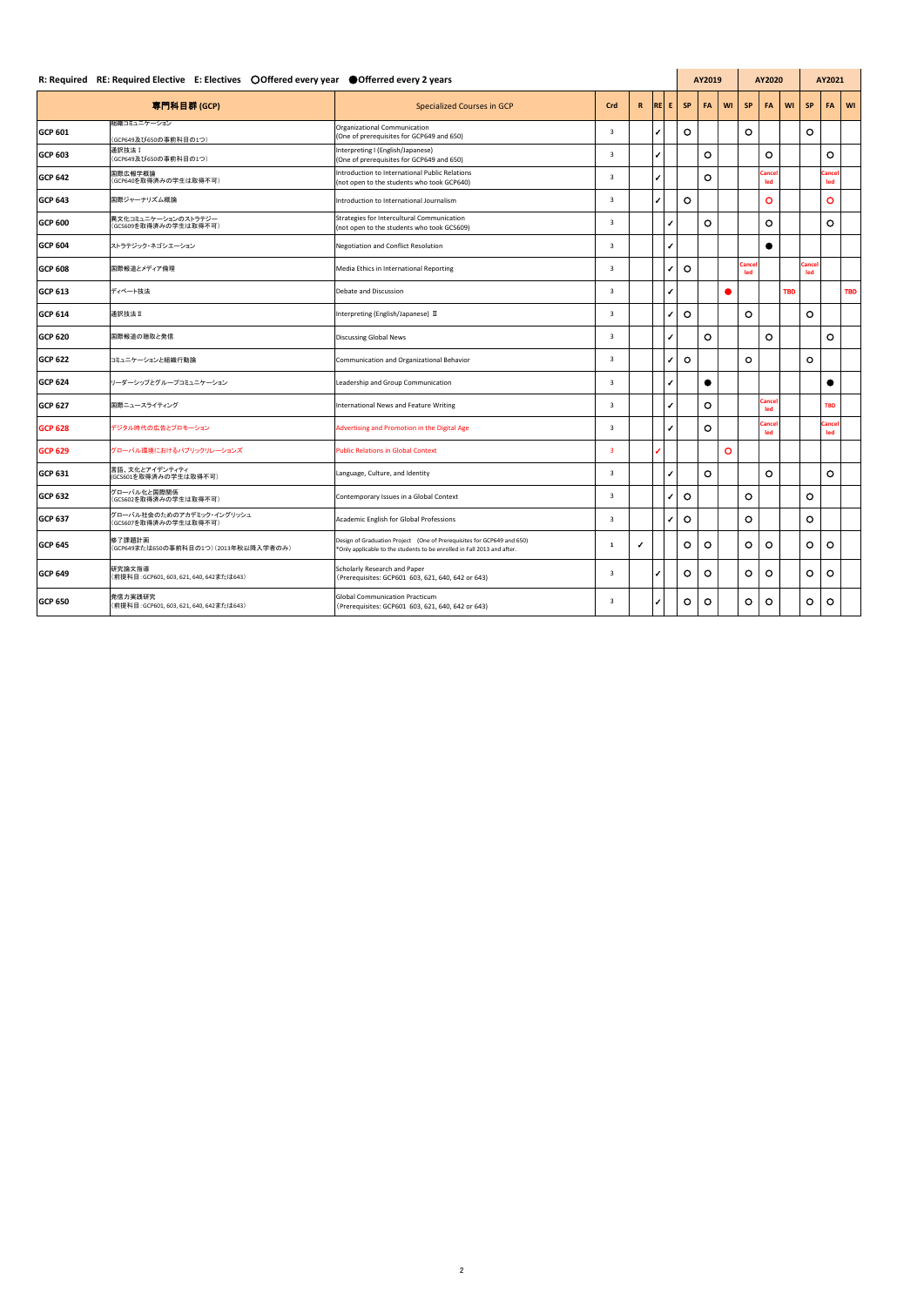R: Required　RE: Required Elective　E: Electives　○Offered every year　●Offerred every 2 years

| | 専門科目群 (GCP) | Specialized Courses in GCP | Crd | R | RE | E | AY2019 | | | AY2020 | | | AY2021 | | |
|---|---|---|---|---|---|---|---|---|---|---|---|---|---|---|---|
| | | | | | | | SP | FA | WI | SP | FA | WI | SP | FA | WI |
| GCP 601 | 組織コミュニケーション（GCP649及び650の事前科目の1つ） | Organizational Communication (One of prerequisites for GCP649 and 650) | 3 | | ✓ | | ○ | | | ○ | | | ○ | | |
| GCP 603 | 通訳技法 I（GCP649及び650の事前科目の1つ） | Interpreting I (English/Japanese) (One of prerequisites for GCP649 and 650) | 3 | | ✓ | | | ○ | | | ○ | | | ○ | |
| GCP 642 | 国際広報学概論（GCP640を取得済みの学生は取得不可） | Introduction to International Public Relations (not open to the students who took GCP640) | 3 | | ✓ | | | ○ | | | Cancelled | | | Cancelled | |
| GCP 643 | 国際ジャーナリズム概論 | Introduction to International Journalism | 3 | | ✓ | | ○ | | | | ○ | | | ○ | |
| GCP 600 | 異文化コミュニケーションのストラテジー（GCS609を取得済みの学生は取得不可） | Strategies for Intercultural Communication (not open to the students who took GCS609) | 3 | | | ✓ | | ○ | | | ○ | | | ○ | |
| GCP 604 | ストラテジック・ネゴシエーション | Negotiation and Conflict Resolution | 3 | | | ✓ | | | | | ● | | | | |
| GCP 608 | 国際報道とメディア倫理 | Media Ethics in International Reporting | 3 | | | ✓ | ○ | | | Cancelled | | | Cancelled | | |
| GCP 613 | ディベート技法 | Debate and Discussion | 3 | | | ✓ | | | ● | | | TBD | | | TBD |
| GCP 614 | 通訳技法 II | Interpreting (English/Japanese) II | 3 | | | ✓ | ○ | | | ○ | | | ○ | | |
| GCP 620 | 国際報道の聴取と発信 | Discussing Global News | 3 | | | ✓ | | ○ | | | ○ | | | ○ | |
| GCP 622 | コミュニケーションと組織行動論 | Communication and Organizational Behavior | 3 | | | ✓ | ○ | | | ○ | | | ○ | | |
| GCP 624 | リーダーシップとグループコミュニケーション | Leadership and Group Communication | 3 | | | ✓ | | ● | | | | | | ● | |
| GCP 627 | 国際ニュースライティング | International News and Feature Writing | 3 | | | ✓ | | ○ | | | Cancelled | | | TBD | |
| GCP 628 | デジタル時代の広告とプロモーション | Advertising and Promotion in the Digital Age | 3 | | | ✓ | | ○ | | | Cancelled | | | Cancelled | |
| GCP 629 | グローバル環境におけるパブリックリレーションズ | Public Relations in Global Context | 3 | | ✓ | | | | ○ | | | | | | |
| GCP 631 | 言語、文化とアイデンティティ（GCS601を取得済みの学生は取得不可） | Language, Culture, and Identity | 3 | | | ✓ | | ○ | | | ○ | | | ○ | |
| GCP 632 | グローバル化と国際関係（GCS602を取得済みの学生は取得不可） | Contemporary Issues in a Global Context | 3 | | | ✓ | ○ | | | ○ | | | ○ | | |
| GCP 637 | グローバル社会のためのアカデミック・イングリッシュ（GCS607を取得済みの学生は取得不可） | Academic English for Global Professions | 3 | | | ✓ | ○ | | | ○ | | | ○ | | |
| GCP 645 | 修了課題計画（GCP649または650の事前科目の1つ）（2013年秋以降入学者のみ） | Design of Graduation Project (One of Prerequisites for GCP649 and 650) *Only applicable to the students to be enrolled in Fall 2013 and after. | 1 | ✓ | | | ○ | ○ | | ○ | ○ | | ○ | ○ | |
| GCP 649 | 研究論文指導（前提科目：GCP601, 603, 621, 640, 642または643） | Scholarly Research and Paper (Prerequisites: GCP601 603, 621, 640, 642 or 643) | 3 | | ✓ | | ○ | ○ | | ○ | ○ | | ○ | ○ | |
| GCP 650 | 発信力実践研究（前提科目：GCP601, 603, 621, 640, 642または643） | Global Communication Practicum (Prerequisites: GCP601 603, 621, 640, 642 or 643) | 3 | | ✓ | | ○ | ○ | | ○ | ○ | | ○ | ○ | |